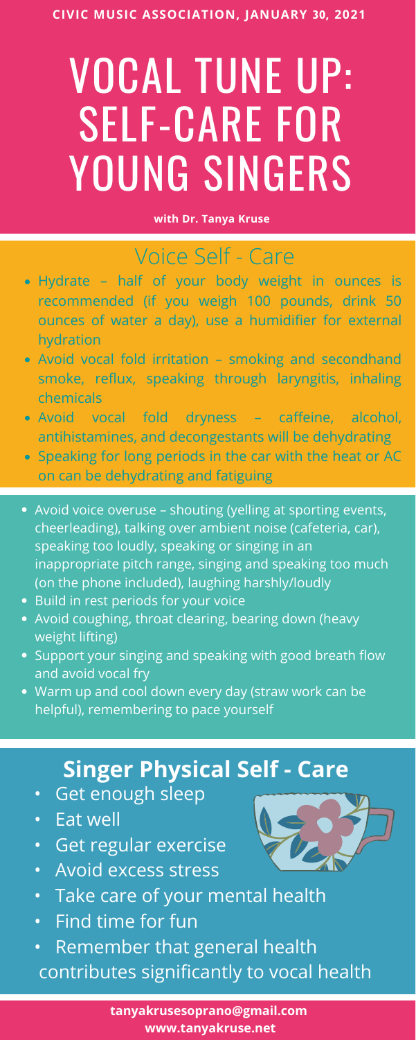**CIVIC MUSIC ASSOCIATION, JANUARY 30, 2021**

# VOCAL TUNE UP: SELF-CARE FOR YOUNG SINGERS

**with Dr. Tanya Kruse**

## Voice Self - Care

- Hydrate – half of your body weight in ounces is recommended (if you weigh 100 pounds, drink 50 ounces of water a day), use a humidifier for external hydration
- Avoid vocal fold irritation – smoking and secondhand smoke, reflux, speaking through laryngitis, inhaling chemicals
- Avoid vocal fold dryness – caffeine, alcohol, antihistamines, and decongestants will be dehydrating
- Speaking for long periods in the car with the heat or AC on can be dehydrating and fatiguing

- Avoid voice overuse – shouting (yelling at sporting events, cheerleading), talking over ambient noise (cafeteria, car), speaking too loudly, speaking or singing in an inappropriate pitch range, singing and speaking too much (on the phone included), laughing harshly/loudly
- Build in rest periods for your voice
- Avoid coughing, throat clearing, bearing down (heavy weight lifting)
- Support your singing and speaking with good breath flow and avoid vocal fry
- Warm up and cool down every day (straw work can be helpful), remembering to pace yourself

## Singer Physical Self - Care

- Get enough sleep
- Eat well
- Get regular exercise
- Avoid excess stress
- Take care of your mental health
- Find time for fun
- Remember that general health contributes significantly to vocal health

**tanyakrusesoprano@gmail.com**
**www.tanyakruse.net**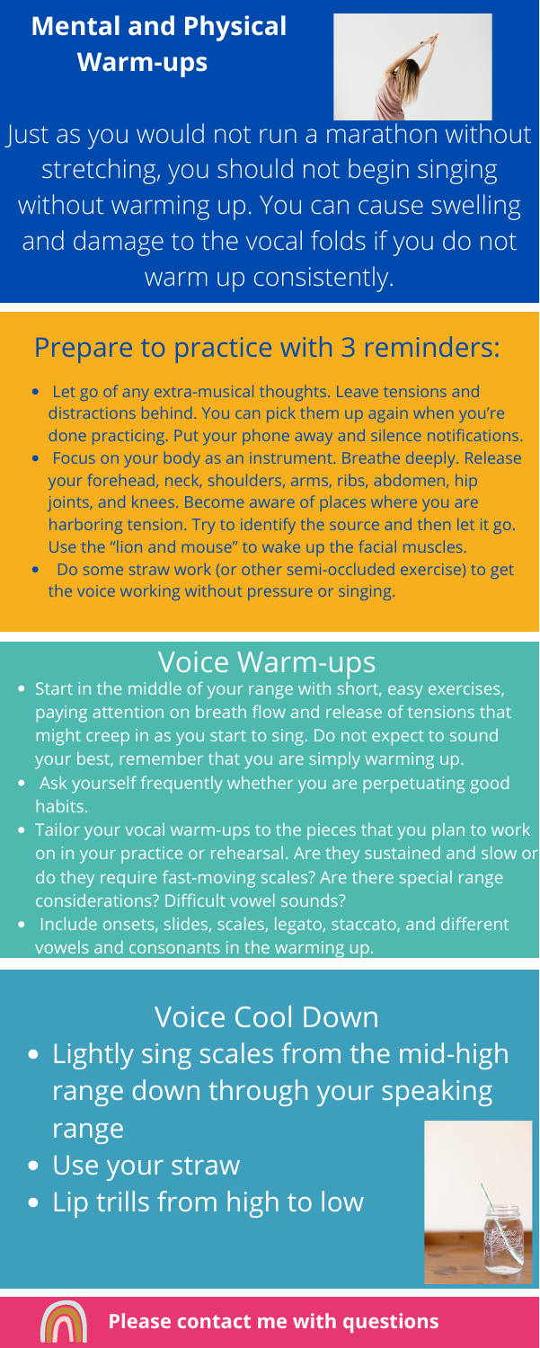# Mental and Physical Warm-ups

Just as you would not run a marathon without stretching, you should not begin singing without warming up. You can cause swelling and damage to the vocal folds if you do not warm up consistently.

## Prepare to practice with 3 reminders:

- Let go of any extra-musical thoughts. Leave tensions and distractions behind. You can pick them up again when you're done practicing. Put your phone away and silence notifications.
- Focus on your body as an instrument. Breathe deeply. Release your forehead, neck, shoulders, arms, ribs, abdomen, hip joints, and knees. Become aware of places where you are harboring tension. Try to identify the source and then let it go. Use the "lion and mouse" to wake up the facial muscles.
- Do some straw work (or other semi-occluded exercise) to get the voice working without pressure or singing.

## Voice Warm-ups

- Start in the middle of your range with short, easy exercises, paying attention on breath flow and release of tensions that might creep in as you start to sing. Do not expect to sound your best, remember that you are simply warming up.
- Ask yourself frequently whether you are perpetuating good habits.
- Tailor your vocal warm-ups to the pieces that you plan to work on in your practice or rehearsal. Are they sustained and slow or do they require fast-moving scales? Are there special range considerations? Difficult vowel sounds?
- Include onsets, slides, scales, legato, staccato, and different vowels and consonants in the warming up.

## Voice Cool Down

- Lightly sing scales from the mid-high range down through your speaking range
- Use your straw
- Lip trills from high to low

**Please contact me with questions**